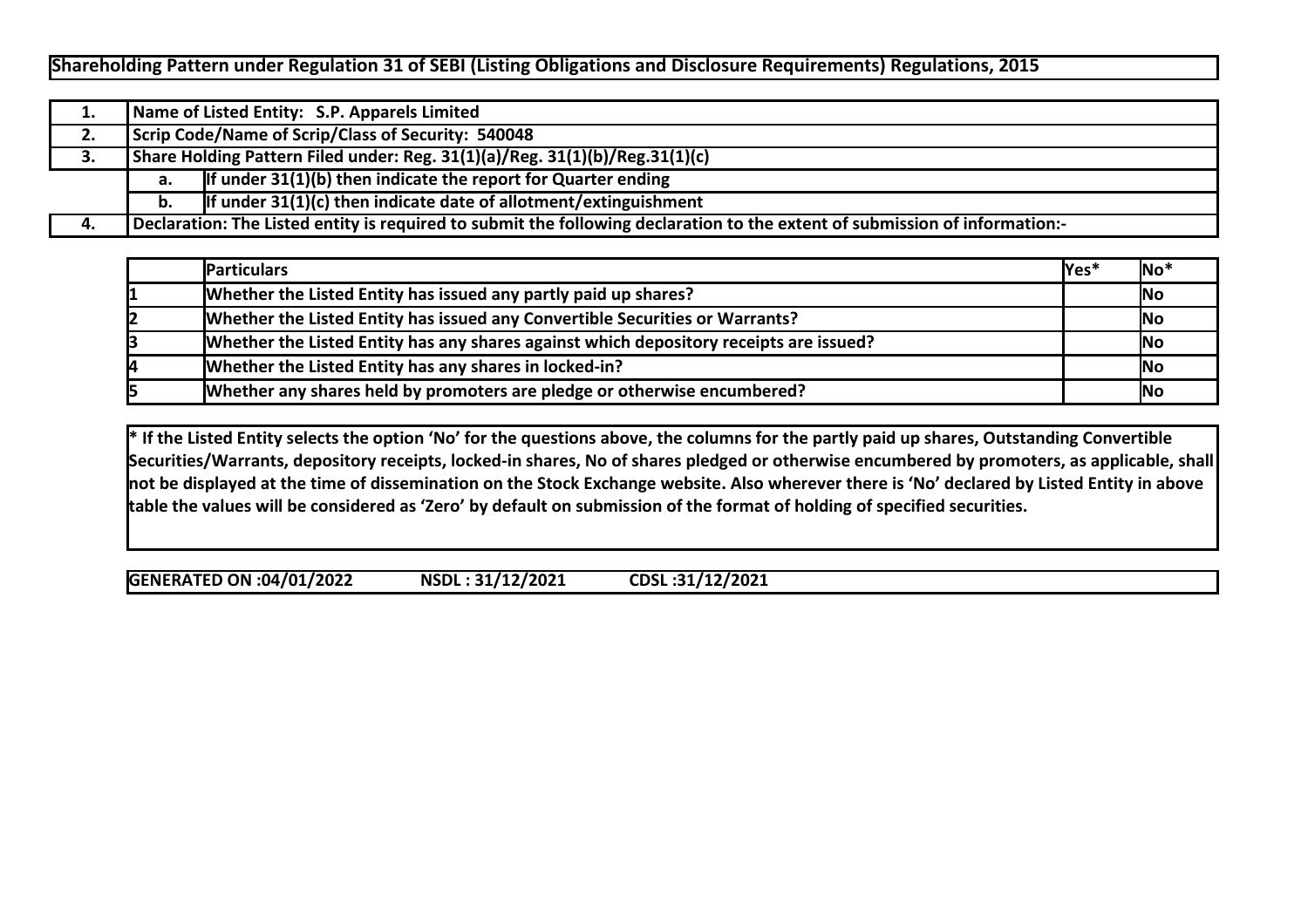# Shareholding Pattern under Regulation 31 of SEBI (Listing Obligations and Disclosure Requirements) Regulations, 2015

| | | |
|---|---|---|
| 1. | Name of Listed Entity: S.P. Apparels Limited | |
| 2. | Scrip Code/Name of Scrip/Class of Security: 540048 | |
| 3. | Share Holding Pattern Filed under: Reg. 31(1)(a)/Reg. 31(1)(b)/Reg.31(1)(c) | |
| | a. | If under 31(1)(b) then indicate the report for Quarter ending |
| | b. | If under 31(1)(c) then indicate date of allotment/extinguishment |
| 4. | Declaration: The Listed entity is required to submit the following declaration to the extent of submission of information:- | |

| | Particulars | Yes* | No* |
|---|---|---|---|
| 1 | Whether the Listed Entity has issued any partly paid up shares? | | No |
| 2 | Whether the Listed Entity has issued any Convertible Securities or Warrants? | | No |
| 3 | Whether the Listed Entity has any shares against which depository receipts are issued? | | No |
| 4 | Whether the Listed Entity has any shares in locked-in? | | No |
| 5 | Whether any shares held by promoters are pledge or otherwise encumbered? | | No |

**\* If the Listed Entity selects the option 'No' for the questions above, the columns for the partly paid up shares, Outstanding Convertible Securities/Warrants, depository receipts, locked-in shares, No of shares pledged or otherwise encumbered by promoters, as applicable, shall not be displayed at the time of dissemination on the Stock Exchange website. Also wherever there is 'No' declared by Listed Entity in above table the values will be considered as 'Zero' by default on submission of the format of holding of specified securities.**

**GENERATED ON :04/01/2022 NSDL : 31/12/2021 CDSL :31/12/2021**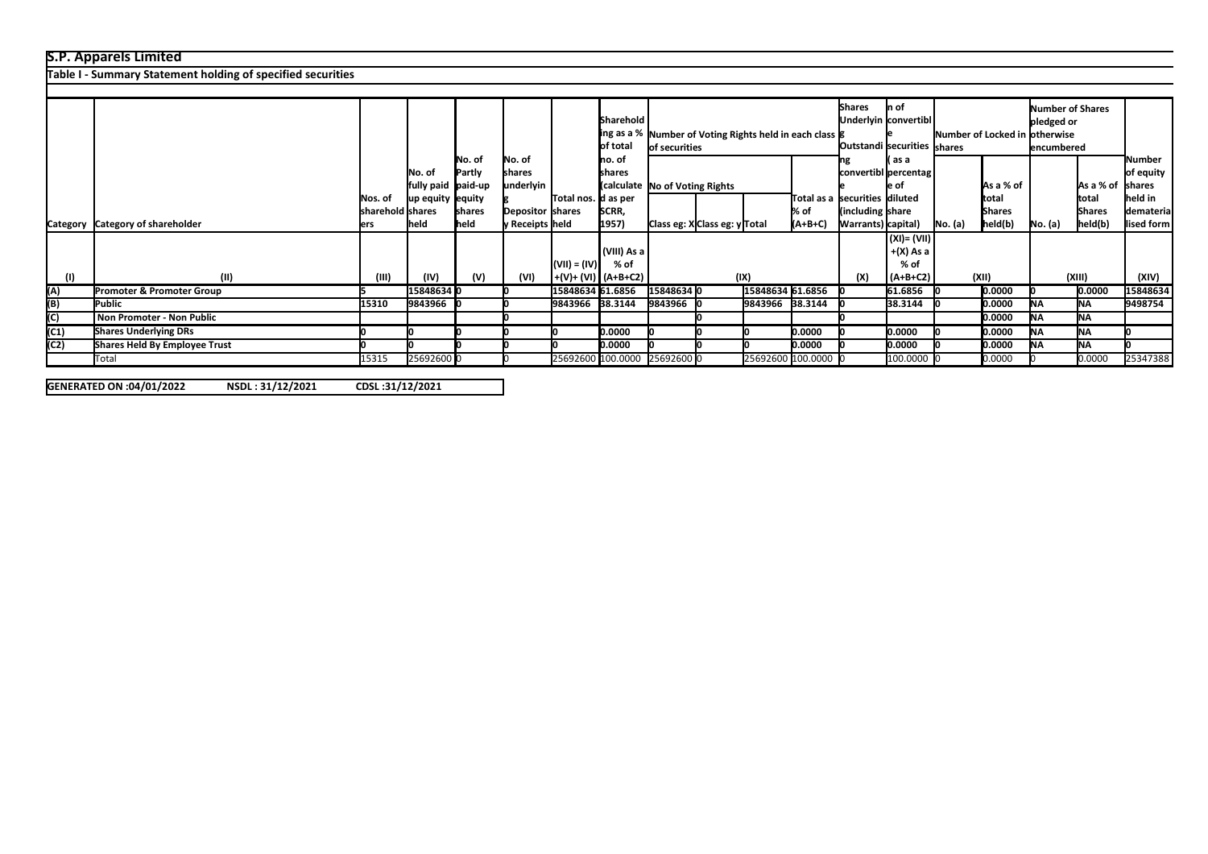**S.P. Apparels Limited**

**Table I - Summary Statement holding of specified securities**

| Category | Category of shareholder | Nos. of shareholders | No. of fully paid up equity shares held | No. of Partly paid-up equity shares held | No. of shares underlying Depository Receipts | Total nos. shares held | Shareholding as a % of total no. of shares (calculated as per SCRR, 1957) | Number of Voting Rights held in each class of securities | | | | Shares Underlying Outstanding convertible securities (including Warrants) | Shareholding, as a % assuming full conversion of convertible securities ( as a percentage of diluted share capital) | Number of Locked in shares | | Number of Shares pledged or otherwise encumbered | | Number of equity shares held in dematerialised form |
|---|---|---|---|---|---|---|---|---|---|---|---|---|---|---|---|---|---|---|
| | | | | | | | | No of Voting Rights | | | Total as a % of (A+B+C) | | | No. (a) | As a % of total Shares held(b) | No. (a) | As a % of total Shares held(b) | |
| | | | | | | | | Class eg: X | Class eg: y | Total | | | | | | | | |
| (I) | (II) | (III) | (IV) | (V) | (VI) | (VII) = (IV)+(V)+ (VI) | (VIII) As a % of (A+B+C2) | (IX) | | | | (X) | (XI)= (VII)+(X) As a % of (A+B+C2) | (XII) | | (XIII) | | (XIV) |
| (A) | **Promoter & Promoter Group** | 5 | 15848634 | 0 | 0 | 15848634 | 61.6856 | 15848634 | 0 | 15848634 | 61.6856 | 0 | 61.6856 | 0 | 0.0000 | 0 | 0.0000 | 15848634 |
| (B) | **Public** | 15310 | 9843966 | 0 | 0 | 9843966 | 38.3144 | 9843966 | 0 | 9843966 | 38.3144 | 0 | 38.3144 | 0 | 0.0000 | NA | NA | 9498754 |
| (C) | **Non Promoter - Non Public** | | | | 0 | | | | 0 | | | 0 | | | 0.0000 | NA | NA | |
| (C1) | **Shares Underlying DRs** | 0 | 0 | 0 | 0 | 0 | 0.0000 | 0 | 0 | 0 | 0.0000 | 0 | 0.0000 | 0 | 0.0000 | NA | NA | 0 |
| (C2) | **Shares Held By Employee Trust** | 0 | 0 | 0 | 0 | 0 | 0.0000 | 0 | 0 | 0 | 0.0000 | 0 | 0.0000 | 0 | 0.0000 | NA | NA | 0 |
| | Total | 15315 | 25692600 | 0 | 0 | 25692600 | 100.0000 | 25692600 | 0 | 25692600 | 100.0000 | 0 | 100.0000 | 0 | 0.0000 | 0 | 0.0000 | 25347388 |

**GENERATED ON :04/01/2022 NSDL : 31/12/2021 CDSL :31/12/2021**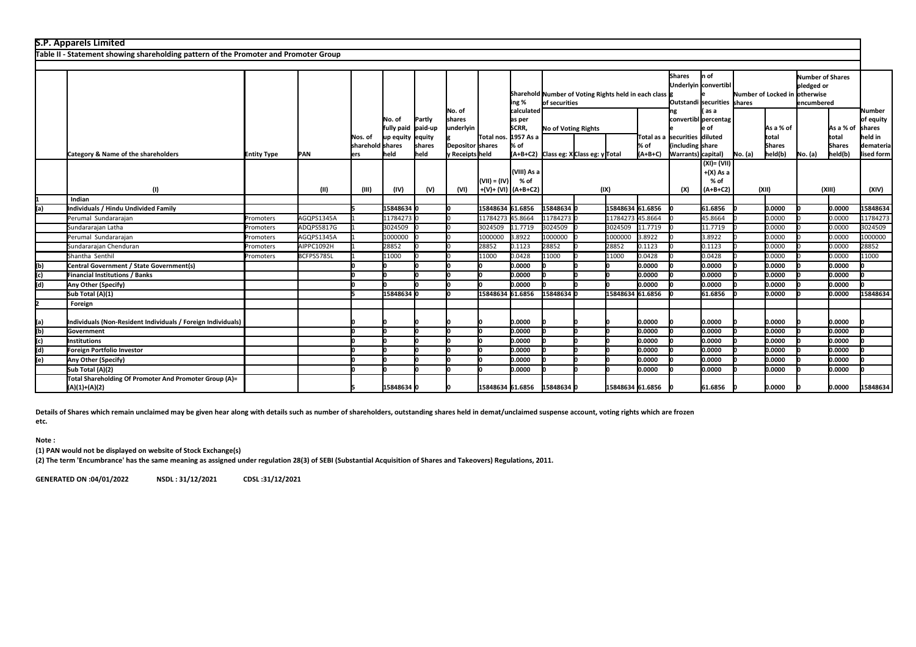**S.P. Apparels Limited**

**Table II - Statement showing shareholding pattern of the Promoter and Promoter Group**

| | Category & Name of the shareholders | Entity Type | PAN | Nos. of shareholders | No. of fully paid up equity shares held | Partly paid-up equity shares held | No. of shares underlying Depository Receipts | Total nos. shares held | Shareholding % calculated as per SCRR, 1957 As a % of (A+B+C2) | Number of Voting Rights held in each class of securities | | | | No. of Shares Underlying Outstanding convertible securities (including Warrants) | Shareholding, as a % assuming full conversion of convertible securities ( as a percentage of diluted share capital) | Number of Locked in shares | | Number of Shares pledged or otherwise encumbered | | Number of equity shares held in dematerialised form |
|---|---|---|---|---|---|---|---|---|---|---|---|---|---|---|---|---|---|---|---|---|
| | | | | | | | | | | No of Voting Rights | | | Total as a % of (A+B+C) | | | No. (a) | As a % of total Shares held(b) | No. (a) | As a % of total Shares held(b) | |
| | | | | | | | | | | Class eg: X | Class eg: y | Total | | | | | | | | |
| | (I) | | (II) | (III) | (IV) | (V) | (VI) | (VII) = (IV)+(V)+ (VI) | (VIII) As a % of (A+B+C2) | (IX) | | | | (X) | (XI)= (VII)+(X) As a % of (A+B+C2) | (XII) | | (XIII) | | (XIV) |
| 1 | **Indian** | | | | | | | | | | | | | | | | | | | |
| (a) | **Individuals / Hindu Undivided Family** | | | 5 | 15848634 | 0 | 0 | 15848634 | 61.6856 | 15848634 | 0 | 15848634 | 61.6856 | 0 | 61.6856 | 0 | 0.0000 | 0 | 0.0000 | 15848634 |
| | Perumal Sundararajan | Promoters | AGQPS1345A | 1 | 11784273 | 0 | 0 | 11784273 | 45.8664 | 11784273 | 0 | 11784273 | 45.8664 | 0 | 45.8664 | 0 | 0.0000 | 0 | 0.0000 | 11784273 |
| | Sundararajan Latha | Promoters | ADQPS5817G | 1 | 3024509 | 0 | 0 | 3024509 | 11.7719 | 3024509 | 0 | 3024509 | 11.7719 | 0 | 11.7719 | 0 | 0.0000 | 0 | 0.0000 | 3024509 |
| | Perumal Sundararajan | Promoters | AGQPS1345A | 1 | 1000000 | 0 | 0 | 1000000 | 3.8922 | 1000000 | 0 | 1000000 | 3.8922 | 0 | 3.8922 | 0 | 0.0000 | 0 | 0.0000 | 1000000 |
| | Sundararajan Chenduran | Promoters | AIPPC1092H | 1 | 28852 | 0 | 0 | 28852 | 0.1123 | 28852 | 0 | 28852 | 0.1123 | 0 | 0.1123 | 0 | 0.0000 | 0 | 0.0000 | 28852 |
| | Shantha Senthil | Promoters | BCFPS5785L | 1 | 11000 | 0 | 0 | 11000 | 0.0428 | 11000 | 0 | 11000 | 0.0428 | 0 | 0.0428 | 0 | 0.0000 | 0 | 0.0000 | 11000 |
| (b) | **Central Government / State Government(s)** | | | 0 | 0 | 0 | 0 | 0 | 0.0000 | 0 | 0 | 0 | 0.0000 | 0 | 0.0000 | 0 | 0.0000 | 0 | 0.0000 | 0 |
| (c) | **Financial Institutions / Banks** | | | 0 | 0 | 0 | 0 | 0 | 0.0000 | 0 | 0 | 0 | 0.0000 | 0 | 0.0000 | 0 | 0.0000 | 0 | 0.0000 | 0 |
| (d) | **Any Other (Specify)** | | | 0 | 0 | 0 | 0 | 0 | 0.0000 | 0 | 0 | 0 | 0.0000 | 0 | 0.0000 | 0 | 0.0000 | 0 | 0.0000 | 0 |
| | **Sub Total (A)(1)** | | | 5 | 15848634 | 0 | 0 | 15848634 | 61.6856 | 15848634 | 0 | 15848634 | 61.6856 | 0 | 61.6856 | 0 | 0.0000 | 0 | 0.0000 | 15848634 |
| 2 | **Foreign** | | | | | | | | | | | | | | | | | | | |
| (a) | **Individuals (Non-Resident Individuals / Foreign Individuals)** | | | 0 | 0 | 0 | 0 | 0 | 0.0000 | 0 | 0 | 0 | 0.0000 | 0 | 0.0000 | 0 | 0.0000 | 0 | 0.0000 | 0 |
| (b) | **Government** | | | 0 | 0 | 0 | 0 | 0 | 0.0000 | 0 | 0 | 0 | 0.0000 | 0 | 0.0000 | 0 | 0.0000 | 0 | 0.0000 | 0 |
| (c) | **Institutions** | | | 0 | 0 | 0 | 0 | 0 | 0.0000 | 0 | 0 | 0 | 0.0000 | 0 | 0.0000 | 0 | 0.0000 | 0 | 0.0000 | 0 |
| (d) | **Foreign Portfolio Investor** | | | 0 | 0 | 0 | 0 | 0 | 0.0000 | 0 | 0 | 0 | 0.0000 | 0 | 0.0000 | 0 | 0.0000 | 0 | 0.0000 | 0 |
| (e) | **Any Other (Specify)** | | | 0 | 0 | 0 | 0 | 0 | 0.0000 | 0 | 0 | 0 | 0.0000 | 0 | 0.0000 | 0 | 0.0000 | 0 | 0.0000 | 0 |
| | **Sub Total (A)(2)** | | | 0 | 0 | 0 | 0 | 0 | 0.0000 | 0 | 0 | 0 | 0.0000 | 0 | 0.0000 | 0 | 0.0000 | 0 | 0.0000 | 0 |
| | **Total Shareholding Of Promoter And Promoter Group (A)= (A)(1)+(A)(2)** | | | 5 | 15848634 | 0 | 0 | 15848634 | 61.6856 | 15848634 | 0 | 15848634 | 61.6856 | 0 | 61.6856 | 0 | 0.0000 | 0 | 0.0000 | 15848634 |

**Details of Shares which remain unclaimed may be given hear along with details such as number of shareholders, outstanding shares held in demat/unclaimed suspense account, voting rights which are frozen etc.**

**Note :**

**(1) PAN would not be displayed on website of Stock Exchange(s)**

**(2) The term 'Encumbrance' has the same meaning as assigned under regulation 28(3) of SEBI (Substantial Acquisition of Shares and Takeovers) Regulations, 2011.**

**GENERATED ON :04/01/2022 NSDL : 31/12/2021 CDSL :31/12/2021**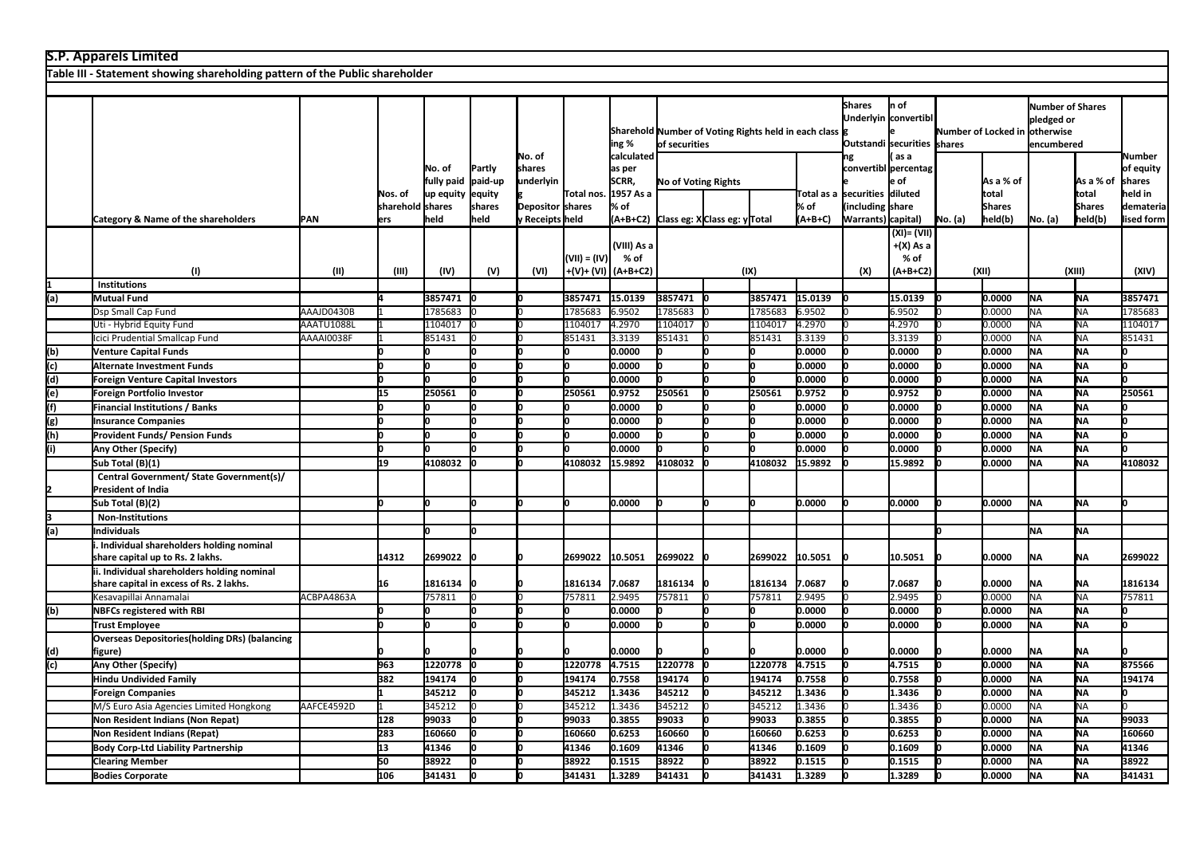# S.P. Apparels Limited

## Table III - Statement showing shareholding pattern of the Public shareholder

| | Category & Name of the shareholders | PAN | Nos. of shareholders | No. of fully paid up equity shares held | Partly paid-up equity shares held | No. of shares underlying Depository Receipts | Total nos. shares held | Shareholding % calculated as per SCRR, 1957 As a % of (A+B+C2) | Number of Voting Rights held in each class of securities | | | | Shares Underlying Outstanding convertible securities (including Warrants) | Shareholding, as a % assuming full conversion of convertible securities ( as a percentage of diluted share capital) | Number of Locked in shares | | Number of Shares pledged or otherwise encumbered | | Number of equity shares held in dematerialised form |
|---|---|---|---|---|---|---|---|---|---|---|---|---|---|---|---|---|---|---|---|
| | | | | | | | | | No of Voting Rights | | | Total as a % of (A+B+C) | | | No. (a) | As a % of total Shares held(b) | No. (a) | As a % of total Shares held(b) | |
| | | | | | | | | | Class eg: X | Class eg: y | Total | | | | | | | | |
| | (I) | (II) | (III) | (IV) | (V) | (VI) | (VII) = (IV)+(V)+ (VI) | (VIII) As a % of (A+B+C2) | (IX) | | | | (X) | (XI)= (VII)+(X) As a % of (A+B+C2) | (XII) | | (XIII) | | (XIV) |
| **1** | **Institutions** | | | | | | | | | | | | | | | | | | |
| (a) | **Mutual Fund** | | 4 | 3857471 | 0 | 0 | 3857471 | 15.0139 | 3857471 | 0 | 3857471 | 15.0139 | 0 | 15.0139 | 0 | 0.0000 | NA | NA | 3857471 |
| | Dsp Small Cap Fund | AAAJD0430B | 1 | 1785683 | 0 | 0 | 1785683 | 6.9502 | 1785683 | 0 | 1785683 | 6.9502 | 0 | 6.9502 | 0 | 0.0000 | NA | NA | 1785683 |
| | Uti - Hybrid Equity Fund | AAATU1088L | 1 | 1104017 | 0 | 0 | 1104017 | 4.2970 | 1104017 | 0 | 1104017 | 4.2970 | 0 | 4.2970 | 0 | 0.0000 | NA | NA | 1104017 |
| | Icici Prudential Smallcap Fund | AAAAI0038F | 1 | 851431 | 0 | 0 | 851431 | 3.3139 | 851431 | 0 | 851431 | 3.3139 | 0 | 3.3139 | 0 | 0.0000 | NA | NA | 851431 |
| (b) | **Venture Capital Funds** | | 0 | 0 | 0 | 0 | 0 | 0.0000 | 0 | 0 | 0 | 0.0000 | 0 | 0.0000 | 0 | 0.0000 | NA | NA | 0 |
| (c) | **Alternate Investment Funds** | | 0 | 0 | 0 | 0 | 0 | 0.0000 | 0 | 0 | 0 | 0.0000 | 0 | 0.0000 | 0 | 0.0000 | NA | NA | 0 |
| (d) | **Foreign Venture Capital Investors** | | 0 | 0 | 0 | 0 | 0 | 0.0000 | 0 | 0 | 0 | 0.0000 | 0 | 0.0000 | 0 | 0.0000 | NA | NA | 0 |
| (e) | **Foreign Portfolio Investor** | | 15 | 250561 | 0 | 0 | 250561 | 0.9752 | 250561 | 0 | 250561 | 0.9752 | 0 | 0.9752 | 0 | 0.0000 | NA | NA | 250561 |
| (f) | **Financial Institutions / Banks** | | 0 | 0 | 0 | 0 | 0 | 0.0000 | 0 | 0 | 0 | 0.0000 | 0 | 0.0000 | 0 | 0.0000 | NA | NA | 0 |
| (g) | **Insurance Companies** | | 0 | 0 | 0 | 0 | 0 | 0.0000 | 0 | 0 | 0 | 0.0000 | 0 | 0.0000 | 0 | 0.0000 | NA | NA | 0 |
| (h) | **Provident Funds/ Pension Funds** | | 0 | 0 | 0 | 0 | 0 | 0.0000 | 0 | 0 | 0 | 0.0000 | 0 | 0.0000 | 0 | 0.0000 | NA | NA | 0 |
| (i) | **Any Other (Specify)** | | 0 | 0 | 0 | 0 | 0 | 0.0000 | 0 | 0 | 0 | 0.0000 | 0 | 0.0000 | 0 | 0.0000 | NA | NA | 0 |
| | **Sub Total (B)(1)** | | 19 | 4108032 | 0 | 0 | 4108032 | 15.9892 | 4108032 | 0 | 4108032 | 15.9892 | 0 | 15.9892 | 0 | 0.0000 | NA | NA | 4108032 |
| **2** | **Central Government/ State Government(s)/ President of India** | | | | | | | | | | | | | | | | | | |
| | **Sub Total (B)(2)** | | 0 | 0 | 0 | 0 | 0 | 0.0000 | 0 | 0 | 0 | 0.0000 | 0 | 0.0000 | 0 | 0.0000 | NA | NA | 0 |
| **3** | **Non-Institutions** | | | | | | | | | | | | | | | | | | |
| (a) | **Individuals** | | | 0 | 0 | | | | | | | | | | 0 | | NA | NA | |
| | **i. Individual shareholders holding nominal share capital up to Rs. 2 lakhs.** | | 14312 | 2699022 | 0 | 0 | 2699022 | 10.5051 | 2699022 | 0 | 2699022 | 10.5051 | 0 | 10.5051 | 0 | 0.0000 | NA | NA | 2699022 |
| | **ii. Individual shareholders holding nominal share capital in excess of Rs. 2 lakhs.** | | 16 | 1816134 | 0 | 0 | 1816134 | 7.0687 | 1816134 | 0 | 1816134 | 7.0687 | 0 | 7.0687 | 0 | 0.0000 | NA | NA | 1816134 |
| | Kesavapillai Annamalai | ACBPA4863A | 1 | 757811 | 0 | 0 | 757811 | 2.9495 | 757811 | 0 | 757811 | 2.9495 | 0 | 2.9495 | 0 | 0.0000 | NA | NA | 757811 |
| (b) | **NBFCs registered with RBI** | | 0 | 0 | 0 | 0 | 0 | 0.0000 | 0 | 0 | 0 | 0.0000 | 0 | 0.0000 | 0 | 0.0000 | NA | NA | 0 |
| | **Trust Employee** | | 0 | 0 | 0 | 0 | 0 | 0.0000 | 0 | 0 | 0 | 0.0000 | 0 | 0.0000 | 0 | 0.0000 | NA | NA | 0 |
| (d) | **Overseas Depositories(holding DRs) (balancing figure)** | | 0 | 0 | 0 | 0 | 0 | 0.0000 | 0 | 0 | 0 | 0.0000 | 0 | 0.0000 | 0 | 0.0000 | NA | NA | 0 |
| (c) | **Any Other (Specify)** | | 963 | 1220778 | 0 | 0 | 1220778 | 4.7515 | 1220778 | 0 | 1220778 | 4.7515 | 0 | 4.7515 | 0 | 0.0000 | NA | NA | 875566 |
| | **Hindu Undivided Family** | | 382 | 194174 | 0 | 0 | 194174 | 0.7558 | 194174 | 0 | 194174 | 0.7558 | 0 | 0.7558 | 0 | 0.0000 | NA | NA | 194174 |
| | **Foreign Companies** | | 1 | 345212 | 0 | 0 | 345212 | 1.3436 | 345212 | 0 | 345212 | 1.3436 | 0 | 1.3436 | 0 | 0.0000 | NA | NA | 0 |
| | M/S Euro Asia Agencies Limited Hongkong | AAFCE4592D | 1 | 345212 | 0 | 0 | 345212 | 1.3436 | 345212 | 0 | 345212 | 1.3436 | 0 | 1.3436 | 0 | 0.0000 | NA | NA | 0 |
| | **Non Resident Indians (Non Repat)** | | 128 | 99033 | 0 | 0 | 99033 | 0.3855 | 99033 | 0 | 99033 | 0.3855 | 0 | 0.3855 | 0 | 0.0000 | NA | NA | 99033 |
| | **Non Resident Indians (Repat)** | | 283 | 160660 | 0 | 0 | 160660 | 0.6253 | 160660 | 0 | 160660 | 0.6253 | 0 | 0.6253 | 0 | 0.0000 | NA | NA | 160660 |
| | **Body Corp-Ltd Liability Partnership** | | 13 | 41346 | 0 | 0 | 41346 | 0.1609 | 41346 | 0 | 41346 | 0.1609 | 0 | 0.1609 | 0 | 0.0000 | NA | NA | 41346 |
| | **Clearing Member** | | 50 | 38922 | 0 | 0 | 38922 | 0.1515 | 38922 | 0 | 38922 | 0.1515 | 0 | 0.1515 | 0 | 0.0000 | NA | NA | 38922 |
| | **Bodies Corporate** | | 106 | 341431 | 0 | 0 | 341431 | 1.3289 | 341431 | 0 | 341431 | 1.3289 | 0 | 1.3289 | 0 | 0.0000 | NA | NA | 341431 |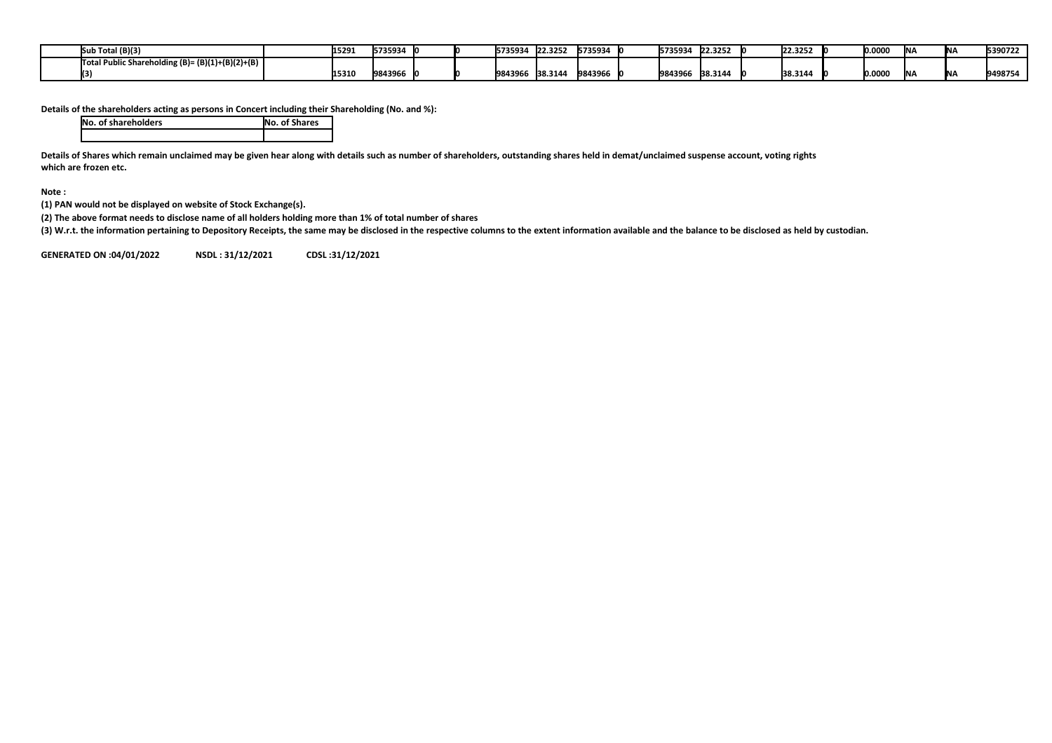|  | Sub Total (B)(3) |  | 15291 | 5735934 | 0 | 0 | 5735934 | 22.3252 | 5735934 | 0 | 5735934 | 22.3252 | 0 | 22.3252 | 0 | 0.0000 | NA | NA | 5390722 |
|---|---|---|---|---|---|---|---|---|---|---|---|---|---|---|---|---|---|---|---|
|  | Total Public Shareholding (B)= (B)(1)+(B)(2)+(B)(3) |  | 15310 | 9843966 | 0 | 0 | 9843966 | 38.3144 | 9843966 | 0 | 9843966 | 38.3144 | 0 | 38.3144 | 0 | 0.0000 | NA | NA | 9498754 |

**Details of the shareholders acting as persons in Concert including their Shareholding (No. and %):**

| No. of shareholders | No. of Shares |
|---|---|
|  |  |

**Details of Shares which remain unclaimed may be given hear along with details such as number of shareholders, outstanding shares held in demat/unclaimed suspense account, voting rights which are frozen etc.**

**Note :**

**(1) PAN would not be displayed on website of Stock Exchange(s).**

**(2) The above format needs to disclose name of all holders holding more than 1% of total number of shares**

**(3) W.r.t. the information pertaining to Depository Receipts, the same may be disclosed in the respective columns to the extent information available and the balance to be disclosed as held by custodian.**

**GENERATED ON :04/01/2022 NSDL : 31/12/2021 CDSL :31/12/2021**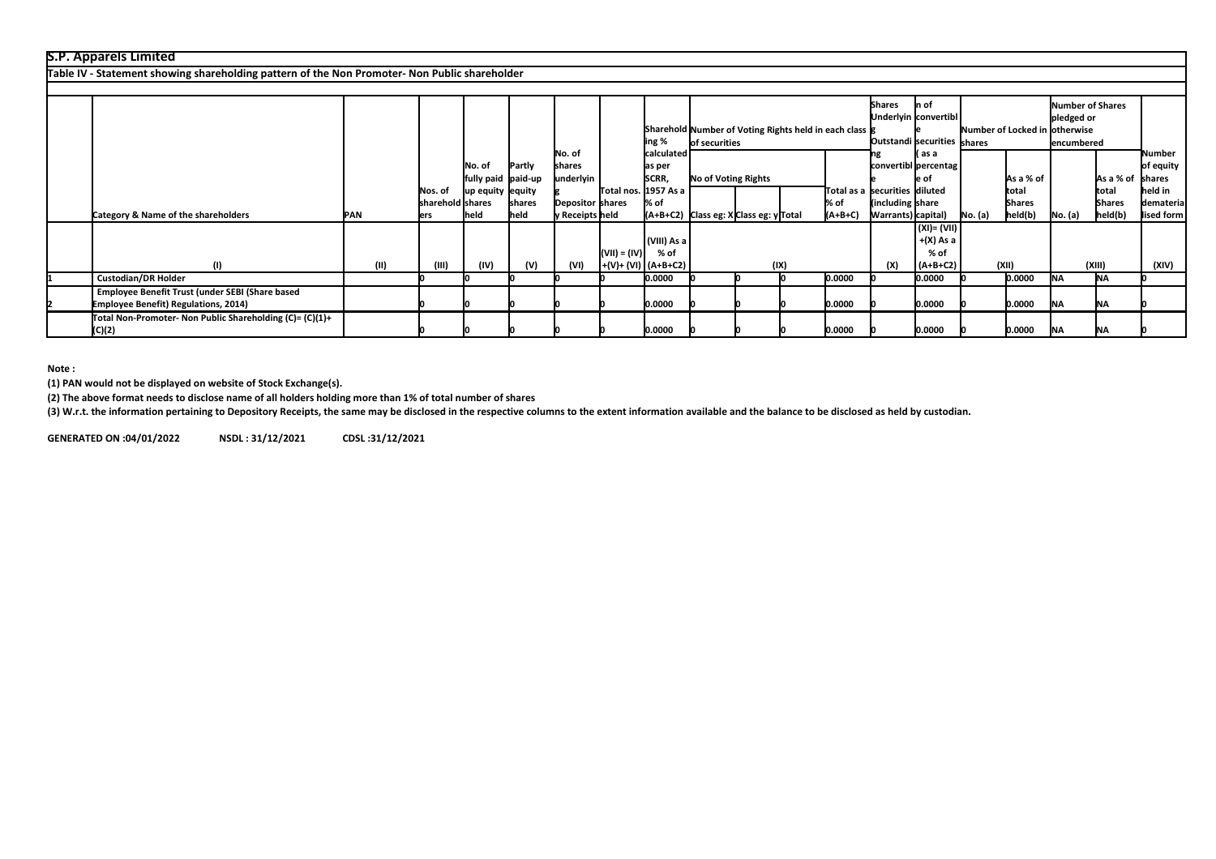## S.P. Apparels Limited

### Table IV - Statement showing shareholding pattern of the Non Promoter- Non Public shareholder

| | Category & Name of the shareholders | PAN | Nos. of shareholders | No. of fully paid up equity shares held | Partly paid-up equity shares held | No. of shares underlying Depository Receipts | Total nos. shares held | Shareholding % calculated as per SCRR, 1957 As a % of (A+B+C2) | Number of Voting Rights held in each class of securities | | | | No. of Shares Underlying Outstanding convertible securities (including Warrants) | Shareholding, as a % assuming full conversion of convertible securities ( as a percentage of diluted share capital) | Number of Locked in shares | | Number of Shares pledged or otherwise encumbered | | Number of equity shares held in dematerialised form |
|---|---|---|---|---|---|---|---|---|---|---|---|---|---|---|---|---|---|---|---|
| | | | | | | | | | No of Voting Rights | | | Total as a % of (A+B+C) | | | No. (a) | As a % of total Shares held(b) | No. (a) | As a % of total Shares held(b) | |
| | | | | | | | | | Class eg: X | Class eg: y | Total | | | | | | | | |
| | (I) | (II) | (III) | (IV) | (V) | (VI) | (VII) = (IV)+(V)+ (VI) | (VIII) As a % of (A+B+C2) | (IX) | | | | (X) | (XI)= (VII)+(X) As a % of (A+B+C2) | (XII) | | (XIII) | | (XIV) |
| 1 | Custodian/DR Holder | | 0 | 0 | 0 | 0 | 0 | 0.0000 | 0 | 0 | 0 | 0.0000 | 0 | 0.0000 | 0 | 0.0000 | NA | NA | 0 |
| 2 | Employee Benefit Trust (under SEBI (Share based Employee Benefit) Regulations, 2014) | | 0 | 0 | 0 | 0 | 0 | 0.0000 | 0 | 0 | 0 | 0.0000 | 0 | 0.0000 | 0 | 0.0000 | NA | NA | 0 |
| | Total Non-Promoter- Non Public Shareholding (C)= (C)(1)+(C)(2) | | 0 | 0 | 0 | 0 | 0 | 0.0000 | 0 | 0 | 0 | 0.0000 | 0 | 0.0000 | 0 | 0.0000 | NA | NA | 0 |

**Note :**

**(1) PAN would not be displayed on website of Stock Exchange(s).**

**(2) The above format needs to disclose name of all holders holding more than 1% of total number of shares**

**(3) W.r.t. the information pertaining to Depository Receipts, the same may be disclosed in the respective columns to the extent information available and the balance to be disclosed as held by custodian.**

**GENERATED ON :04/01/2022 NSDL : 31/12/2021 CDSL :31/12/2021**